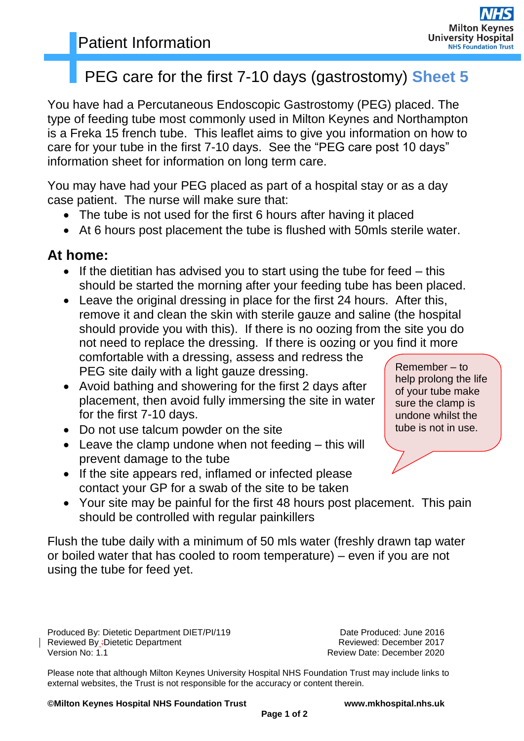Patient Information

# PEG care for the first 7-10 days (gastrostomy) **Sheet 5**

You have had a Percutaneous Endoscopic Gastrostomy (PEG) placed. The type of feeding tube most commonly used in Milton Keynes and Northampton is a Freka 15 french tube. This leaflet aims to give you information on how to care for your tube in the first 7-10 days. See the "PEG care post 10 days" information sheet for information on long term care.

You may have had your PEG placed as part of a hospital stay or as a day case patient. The nurse will make sure that:

- The tube is not used for the first 6 hours after having it placed
- At 6 hours post placement the tube is flushed with 50mls sterile water.

## At home:

- If the dietitian has advised you to start using the tube for feed – this should be started the morning after your feeding tube has been placed.
- Leave the original dressing in place for the first 24 hours. After this, remove it and clean the skin with sterile gauze and saline (the hospital should provide you with this). If there is no oozing from the site you do not need to replace the dressing. If there is oozing or you find it more comfortable with a dressing, assess and redress the PEG site daily with a light gauze dressing.
- Avoid bathing and showering for the first 2 days after placement, then avoid fully immersing the site in water for the first 7-10 days.
- Do not use talcum powder on the site
- Leave the clamp undone when not feeding – this will prevent damage to the tube
- If the site appears red, inflamed or infected please contact your GP for a swab of the site to be taken
- Your site may be painful for the first 48 hours post placement. This pain should be controlled with regular painkillers

> Remember – to help prolong the life of your tube make sure the clamp is undone whilst the tube is not in use.

Flush the tube daily with a minimum of 50 mls water (freshly drawn tap water or boiled water that has cooled to room temperature) – even if you are not using the tube for feed yet.

Produced By: Dietetic Department DIET/PI/119
Reviewed By: Dietetic Department
Version No: 1.1

Date Produced: June 2016
Reviewed: December 2017
Review Date: December 2020

Please note that although Milton Keynes University Hospital NHS Foundation Trust may include links to external websites, the Trust is not responsible for the accuracy or content therein.

**©Milton Keynes Hospital NHS Foundation Trust** **www.mkhospital.nhs.uk**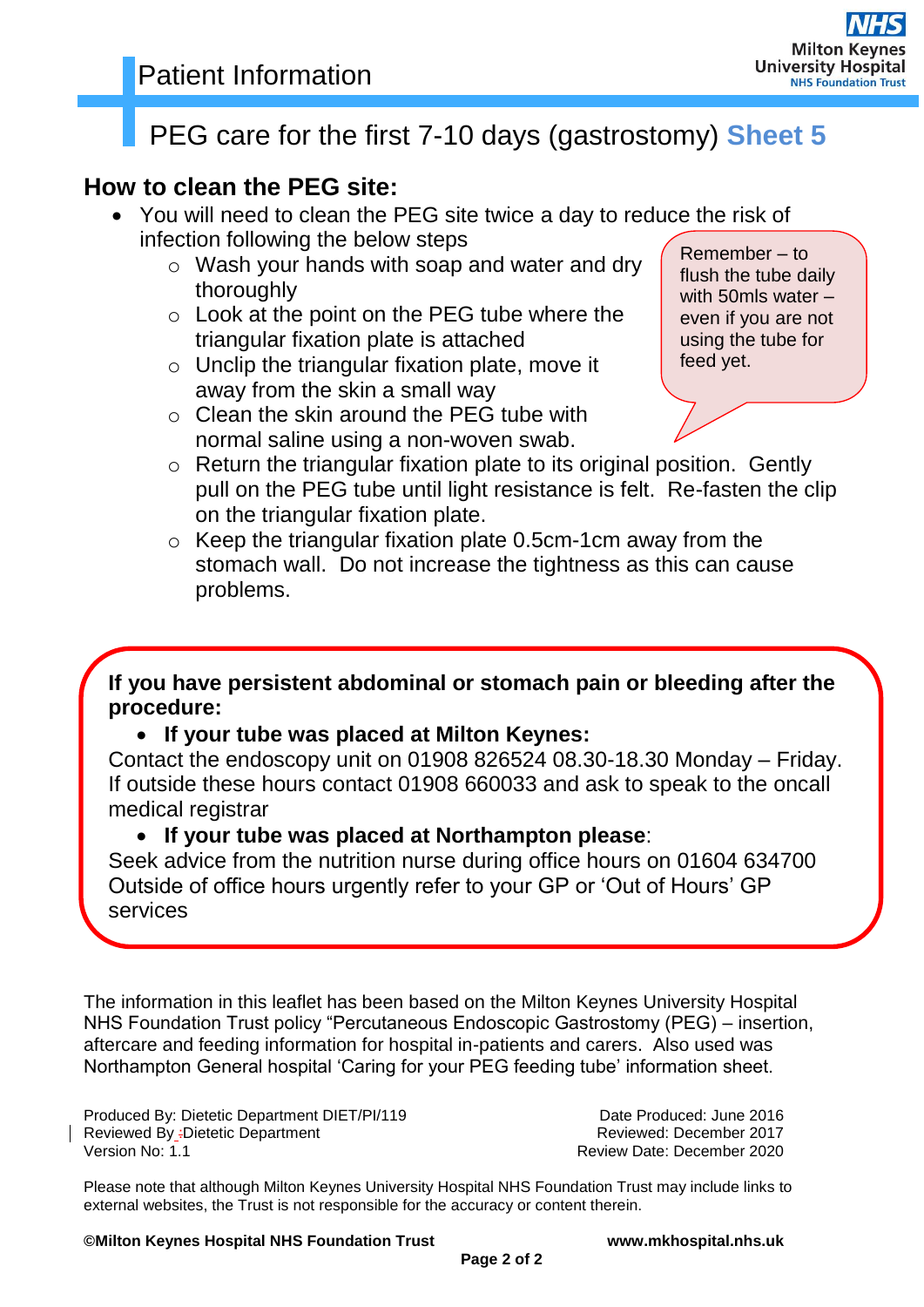Patient Information

# PEG care for the first 7-10 days (gastrostomy) **Sheet 5**

## How to clean the PEG site:

- You will need to clean the PEG site twice a day to reduce the risk of infection following the below steps
  - Wash your hands with soap and water and dry thoroughly
  - Look at the point on the PEG tube where the triangular fixation plate is attached
  - Unclip the triangular fixation plate, move it away from the skin a small way
  - Clean the skin around the PEG tube with normal saline using a non-woven swab.
  - Return the triangular fixation plate to its original position. Gently pull on the PEG tube until light resistance is felt. Re-fasten the clip on the triangular fixation plate.
  - Keep the triangular fixation plate 0.5cm-1cm away from the stomach wall. Do not increase the tightness as this can cause problems.

Remember – to flush the tube daily with 50mls water – even if you are not using the tube for feed yet.

**If you have persistent abdominal or stomach pain or bleeding after the procedure:**

- **If your tube was placed at Milton Keynes:**

Contact the endoscopy unit on 01908 826524 08.30-18.30 Monday – Friday. If outside these hours contact 01908 660033 and ask to speak to the oncall medical registrar

- **If your tube was placed at Northampton please**:

Seek advice from the nutrition nurse during office hours on 01604 634700 Outside of office hours urgently refer to your GP or 'Out of Hours' GP services

The information in this leaflet has been based on the Milton Keynes University Hospital NHS Foundation Trust policy "Percutaneous Endoscopic Gastrostomy (PEG) – insertion, aftercare and feeding information for hospital in-patients and carers. Also used was Northampton General hospital 'Caring for your PEG feeding tube' information sheet.

| | |
|---|---|
| Produced By: Dietetic Department DIET/PI/119 | Date Produced: June 2016 |
| Reviewed By: Dietetic Department | Reviewed: December 2017 |
| Version No: 1.1 | Review Date: December 2020 |

Please note that although Milton Keynes University Hospital NHS Foundation Trust may include links to external websites, the Trust is not responsible for the accuracy or content therein.

**©Milton Keynes Hospital NHS Foundation Trust** **www.mkhospital.nhs.uk**